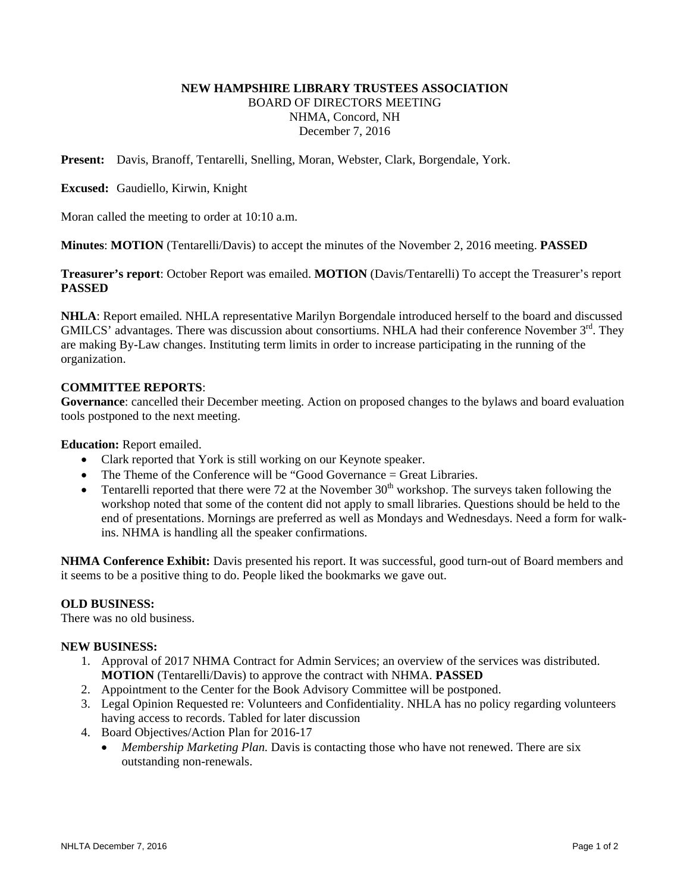**NEW HAMPSHIRE LIBRARY TRUSTEES ASSOCIATION**
BOARD OF DIRECTORS MEETING
NHMA, Concord, NH
December 7, 2016

**Present:** Davis, Branoff, Tentarelli, Snelling, Moran, Webster, Clark, Borgendale, York.

**Excused:** Gaudiello, Kirwin, Knight

Moran called the meeting to order at 10:10 a.m.

**Minutes**: **MOTION** (Tentarelli/Davis) to accept the minutes of the November 2, 2016 meeting. **PASSED**

**Treasurer's report**: October Report was emailed. **MOTION** (Davis/Tentarelli) To accept the Treasurer's report **PASSED**

**NHLA**: Report emailed. NHLA representative Marilyn Borgendale introduced herself to the board and discussed GMILCS' advantages. There was discussion about consortiums. NHLA had their conference November 3rd. They are making By-Law changes. Instituting term limits in order to increase participating in the running of the organization.

**COMMITTEE REPORTS**:

**Governance**: cancelled their December meeting. Action on proposed changes to the bylaws and board evaluation tools postponed to the next meeting.

**Education:** Report emailed.

- Clark reported that York is still working on our Keynote speaker.
- The Theme of the Conference will be "Good Governance = Great Libraries.
- Tentarelli reported that there were 72 at the November 30th workshop. The surveys taken following the workshop noted that some of the content did not apply to small libraries. Questions should be held to the end of presentations. Mornings are preferred as well as Mondays and Wednesdays. Need a form for walk-ins. NHMA is handling all the speaker confirmations.

**NHMA Conference Exhibit:** Davis presented his report. It was successful, good turn-out of Board members and it seems to be a positive thing to do. People liked the bookmarks we gave out.

**OLD BUSINESS:**

There was no old business.

**NEW BUSINESS:**

1. Approval of 2017 NHMA Contract for Admin Services; an overview of the services was distributed. **MOTION** (Tentarelli/Davis) to approve the contract with NHMA. **PASSED**
2. Appointment to the Center for the Book Advisory Committee will be postponed.
3. Legal Opinion Requested re: Volunteers and Confidentiality. NHLA has no policy regarding volunteers having access to records. Tabled for later discussion
4. Board Objectives/Action Plan for 2016-17
   - *Membership Marketing Plan.* Davis is contacting those who have not renewed. There are six outstanding non-renewals.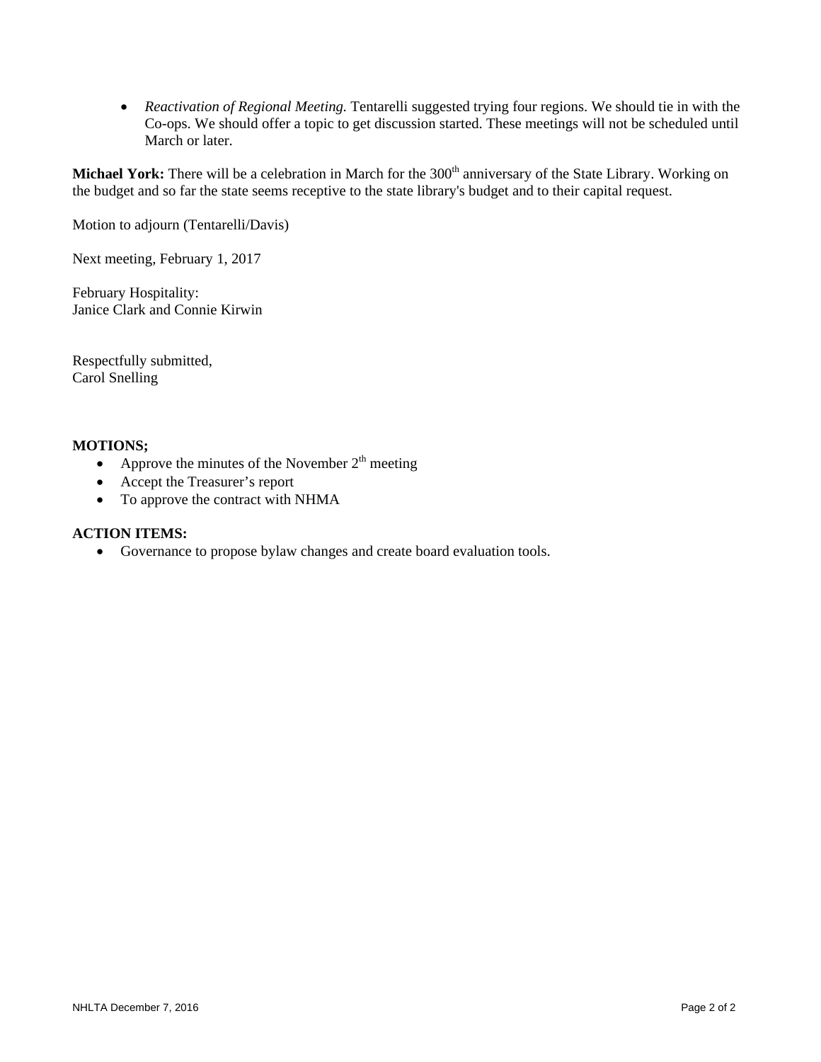- *Reactivation of Regional Meeting.* Tentarelli suggested trying four regions. We should tie in with the Co-ops. We should offer a topic to get discussion started. These meetings will not be scheduled until March or later.

**Michael York:** There will be a celebration in March for the 300th anniversary of the State Library. Working on the budget and so far the state seems receptive to the state library's budget and to their capital request.

Motion to adjourn (Tentarelli/Davis)

Next meeting, February 1, 2017

February Hospitality:
Janice Clark and Connie Kirwin

Respectfully submitted,
Carol Snelling

**MOTIONS;**

- Approve the minutes of the November 2th meeting
- Accept the Treasurer's report
- To approve the contract with NHMA

**ACTION ITEMS:**

- Governance to propose bylaw changes and create board evaluation tools.